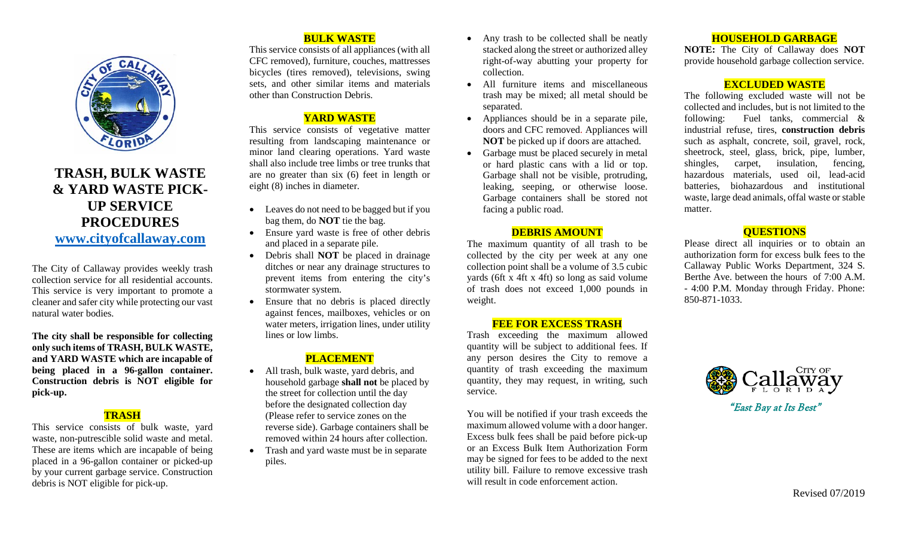# TRASH, BULK WASTE & YARD WASTE PICK-UP SERVICE PROCEDURES

**www.cityofcallaway.com**

The City of Callaway provides weekly trash collection service for all residential accounts. This service is very important to promote a cleaner and safer city while protecting our vast natural water bodies.

**The city shall be responsible for collecting only such items of TRASH, BULK WASTE, and YARD WASTE which are incapable of being placed in a 96-gallon container. Construction debris is NOT eligible for pick-up.**

## TRASH

This service consists of bulk waste, yard waste, non-putrescible solid waste and metal. These are items which are incapable of being placed in a 96-gallon container or picked-up by your current garbage service. Construction debris is NOT eligible for pick-up.

## BULK WASTE

This service consists of all appliances (with all CFC removed), furniture, couches, mattresses bicycles (tires removed), televisions, swing sets, and other similar items and materials other than Construction Debris.

## YARD WASTE

This service consists of vegetative matter resulting from landscaping maintenance or minor land clearing operations. Yard waste shall also include tree limbs or tree trunks that are no greater than six (6) feet in length or eight (8) inches in diameter.

- Leaves do not need to be bagged but if you bag them, do **NOT** tie the bag.
- Ensure yard waste is free of other debris and placed in a separate pile.
- Debris shall **NOT** be placed in drainage ditches or near any drainage structures to prevent items from entering the city's stormwater system.
- Ensure that no debris is placed directly against fences, mailboxes, vehicles or on water meters, irrigation lines, under utility lines or low limbs.

## PLACEMENT

- All trash, bulk waste, yard debris, and household garbage **shall not** be placed by the street for collection until the day before the designated collection day (Please refer to service zones on the reverse side). Garbage containers shall be removed within 24 hours after collection.
- Trash and yard waste must be in separate piles.
- Any trash to be collected shall be neatly stacked along the street or authorized alley right-of-way abutting your property for collection.
- All furniture items and miscellaneous trash may be mixed; all metal should be separated.
- Appliances should be in a separate pile, doors and CFC removed. Appliances will **NOT** be picked up if doors are attached.
- Garbage must be placed securely in metal or hard plastic cans with a lid or top. Garbage shall not be visible, protruding, leaking, seeping, or otherwise loose. Garbage containers shall be stored not facing a public road.

## DEBRIS AMOUNT

The maximum quantity of all trash to be collected by the city per week at any one collection point shall be a volume of 3.5 cubic yards (6ft x 4ft x 4ft) so long as said volume of trash does not exceed 1,000 pounds in weight.

## FEE FOR EXCESS TRASH

Trash exceeding the maximum allowed quantity will be subject to additional fees. If any person desires the City to remove a quantity of trash exceeding the maximum quantity, they may request, in writing, such service.

You will be notified if your trash exceeds the maximum allowed volume with a door hanger. Excess bulk fees shall be paid before pick-up or an Excess Bulk Item Authorization Form may be signed for fees to be added to the next utility bill. Failure to remove excessive trash will result in code enforcement action.

## HOUSEHOLD GARBAGE

**NOTE:** The City of Callaway does **NOT** provide household garbage collection service.

## EXCLUDED WASTE

The following excluded waste will not be collected and includes, but is not limited to the following: Fuel tanks, commercial & industrial refuse, tires, **construction debris** such as asphalt, concrete, soil, gravel, rock, sheetrock, steel, glass, brick, pipe, lumber, shingles, carpet, insulation, fencing, hazardous materials, used oil, lead-acid batteries, biohazardous and institutional waste, large dead animals, offal waste or stable matter.

## QUESTIONS

Please direct all inquiries or to obtain an authorization form for excess bulk fees to the Callaway Public Works Department, 324 S. Berthe Ave. between the hours of 7:00 A.M. - 4:00 P.M. Monday through Friday. Phone: 850-871-1033.

City of Callaway Florida

*"East Bay at Its Best"*

Revised 07/2019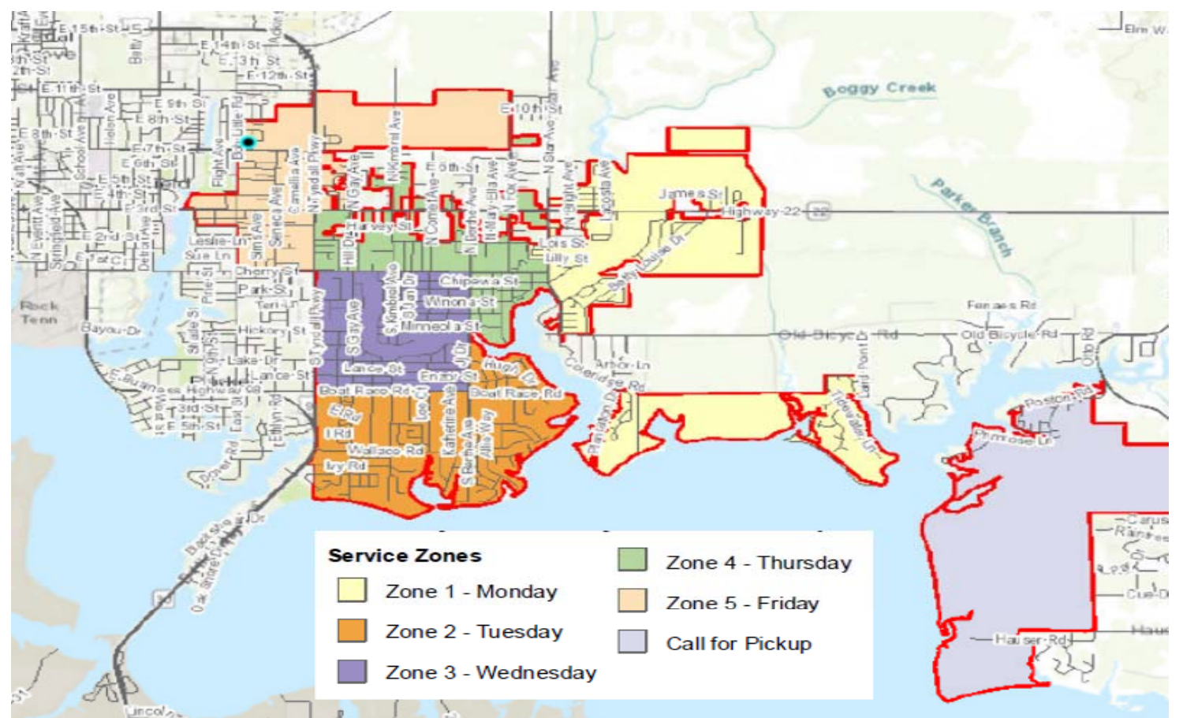Service Zones

Zone 1 - Monday

Zone 2 - Tuesday

Zone 3 - Wednesday

Zone 4 - Thursday

Zone 5 - Friday

Call for Pickup